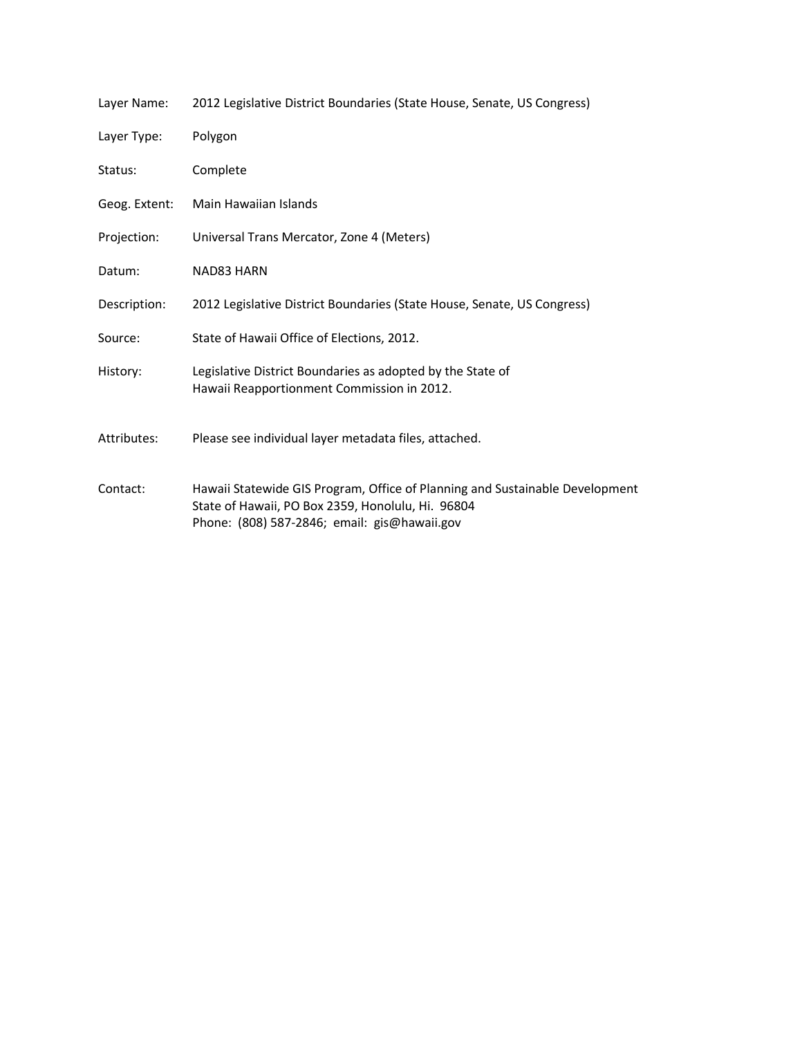| | |
|---|---|
| Layer Name: | 2012 Legislative District Boundaries (State House, Senate, US Congress) |
| Layer Type: | Polygon |
| Status: | Complete |
| Geog. Extent: | Main Hawaiian Islands |
| Projection: | Universal Trans Mercator, Zone 4 (Meters) |
| Datum: | NAD83 HARN |
| Description: | 2012 Legislative District Boundaries (State House, Senate, US Congress) |
| Source: | State of Hawaii Office of Elections, 2012. |
| History: | Legislative District Boundaries as adopted by the State of Hawaii Reapportionment Commission in 2012. |
| Attributes: | Please see individual layer metadata files, attached. |
| Contact: | Hawaii Statewide GIS Program, Office of Planning and Sustainable Development<br>State of Hawaii, PO Box 2359, Honolulu, Hi. 96804<br>Phone: (808) 587-2846; email: gis@hawaii.gov |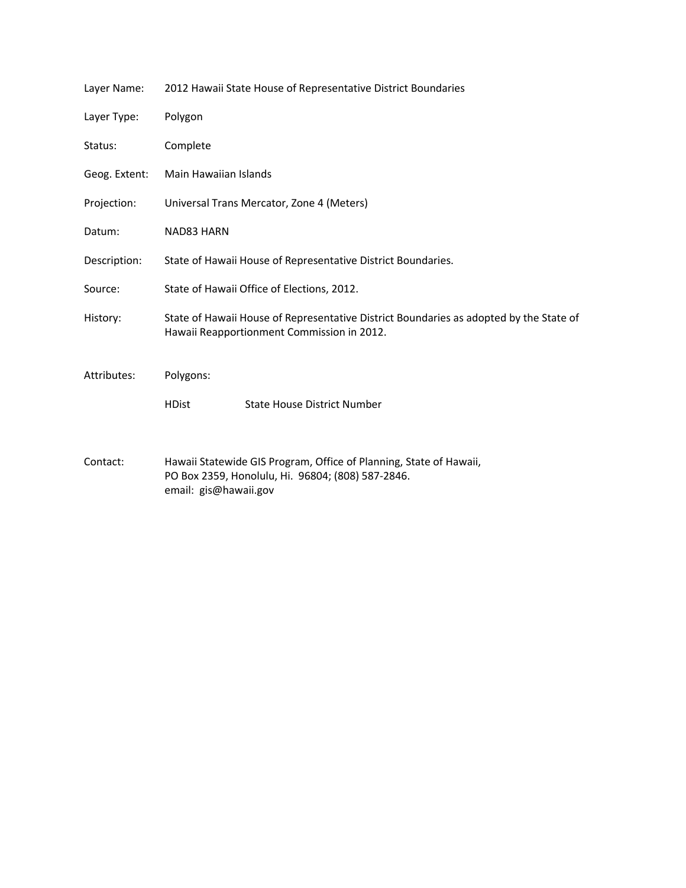Layer Name: 2012 Hawaii State House of Representative District Boundaries

Layer Type: Polygon

Status: Complete

Geog. Extent: Main Hawaiian Islands

Projection: Universal Trans Mercator, Zone 4 (Meters)

Datum: NAD83 HARN

Description: State of Hawaii House of Representative District Boundaries.

Source: State of Hawaii Office of Elections, 2012.

History: State of Hawaii House of Representative District Boundaries as adopted by the State of Hawaii Reapportionment Commission in 2012.

Attributes: Polygons:

HDist State House District Number

Contact: Hawaii Statewide GIS Program, Office of Planning, State of Hawaii,
PO Box 2359, Honolulu, Hi. 96804; (808) 587-2846.
email: gis@hawaii.gov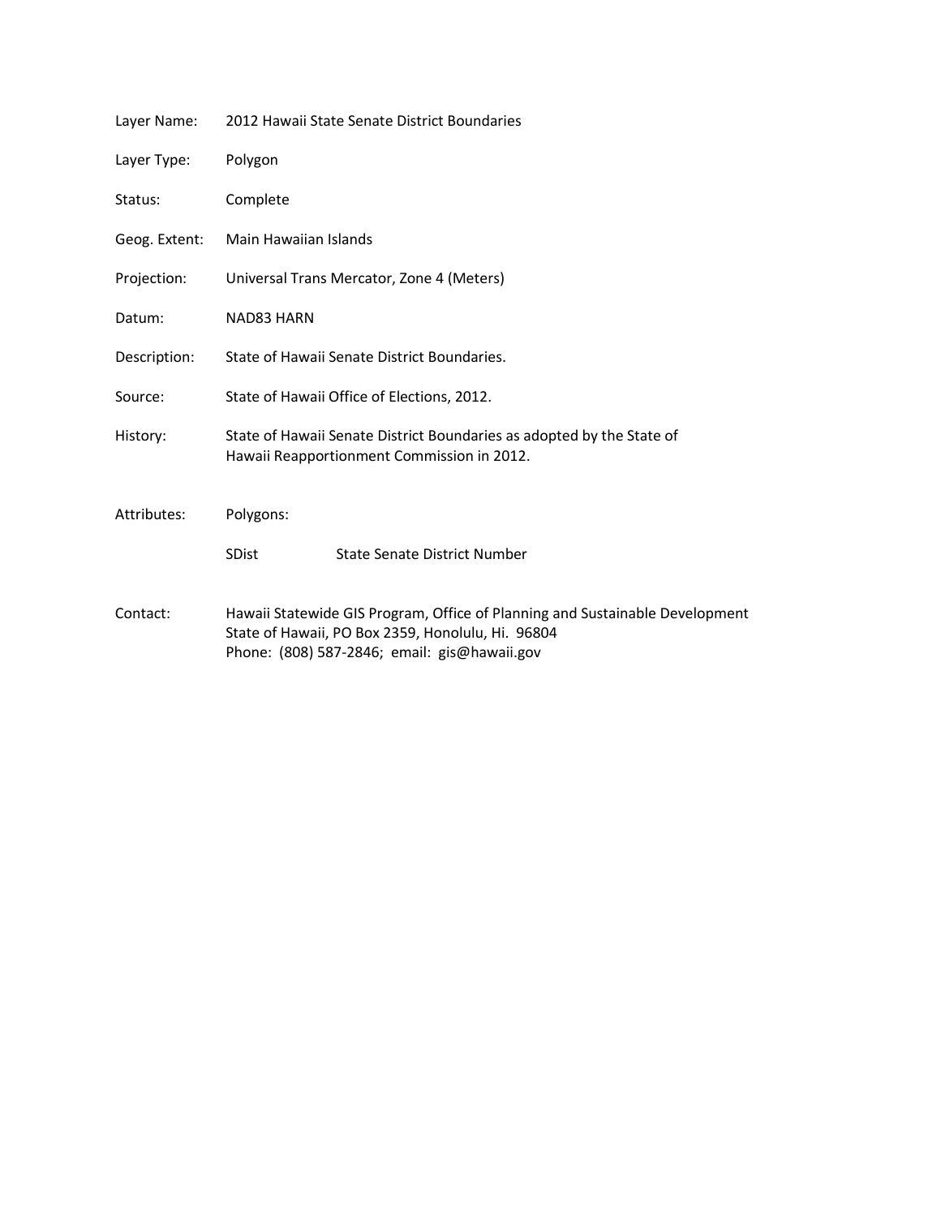| | |
|---|---|
| Layer Name: | 2012 Hawaii State Senate District Boundaries |
| Layer Type: | Polygon |
| Status: | Complete |
| Geog. Extent: | Main Hawaiian Islands |
| Projection: | Universal Trans Mercator, Zone 4 (Meters) |
| Datum: | NAD83 HARN |
| Description: | State of Hawaii Senate District Boundaries. |
| Source: | State of Hawaii Office of Elections, 2012. |
| History: | State of Hawaii Senate District Boundaries as adopted by the State of Hawaii Reapportionment Commission in 2012. |
| Attributes: | Polygons:<br>SDist State Senate District Number |
| Contact: | Hawaii Statewide GIS Program, Office of Planning and Sustainable Development<br>State of Hawaii, PO Box 2359, Honolulu, Hi. 96804<br>Phone: (808) 587-2846; email: gis@hawaii.gov |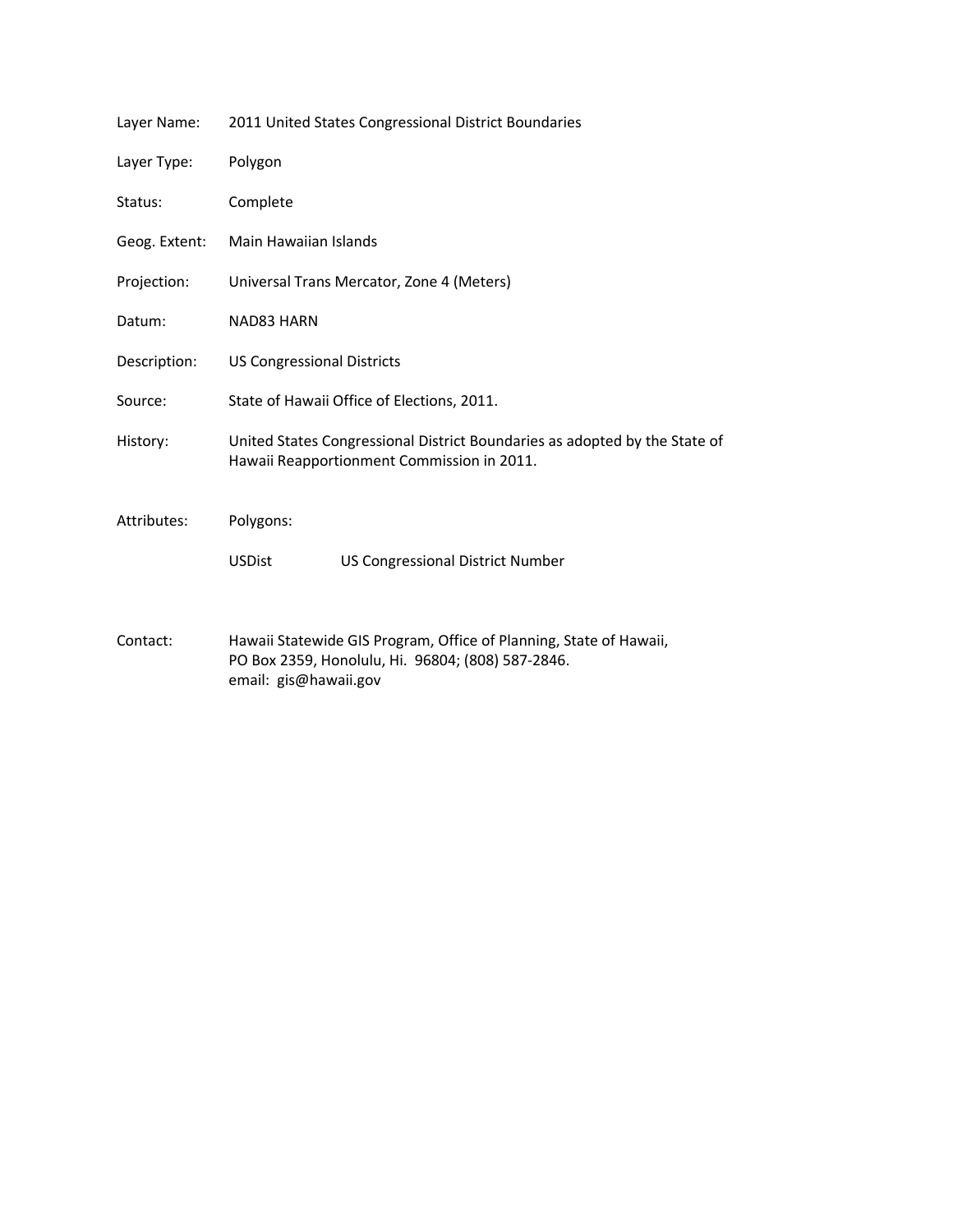Layer Name: 2011 United States Congressional District Boundaries

Layer Type: Polygon

Status: Complete

Geog. Extent: Main Hawaiian Islands

Projection: Universal Trans Mercator, Zone 4 (Meters)

Datum: NAD83 HARN

Description: US Congressional Districts

Source: State of Hawaii Office of Elections, 2011.

History: United States Congressional District Boundaries as adopted by the State of Hawaii Reapportionment Commission in 2011.

Attributes: Polygons:

USDist US Congressional District Number

Contact: Hawaii Statewide GIS Program, Office of Planning, State of Hawaii, PO Box 2359, Honolulu, Hi. 96804; (808) 587-2846.
email: gis@hawaii.gov